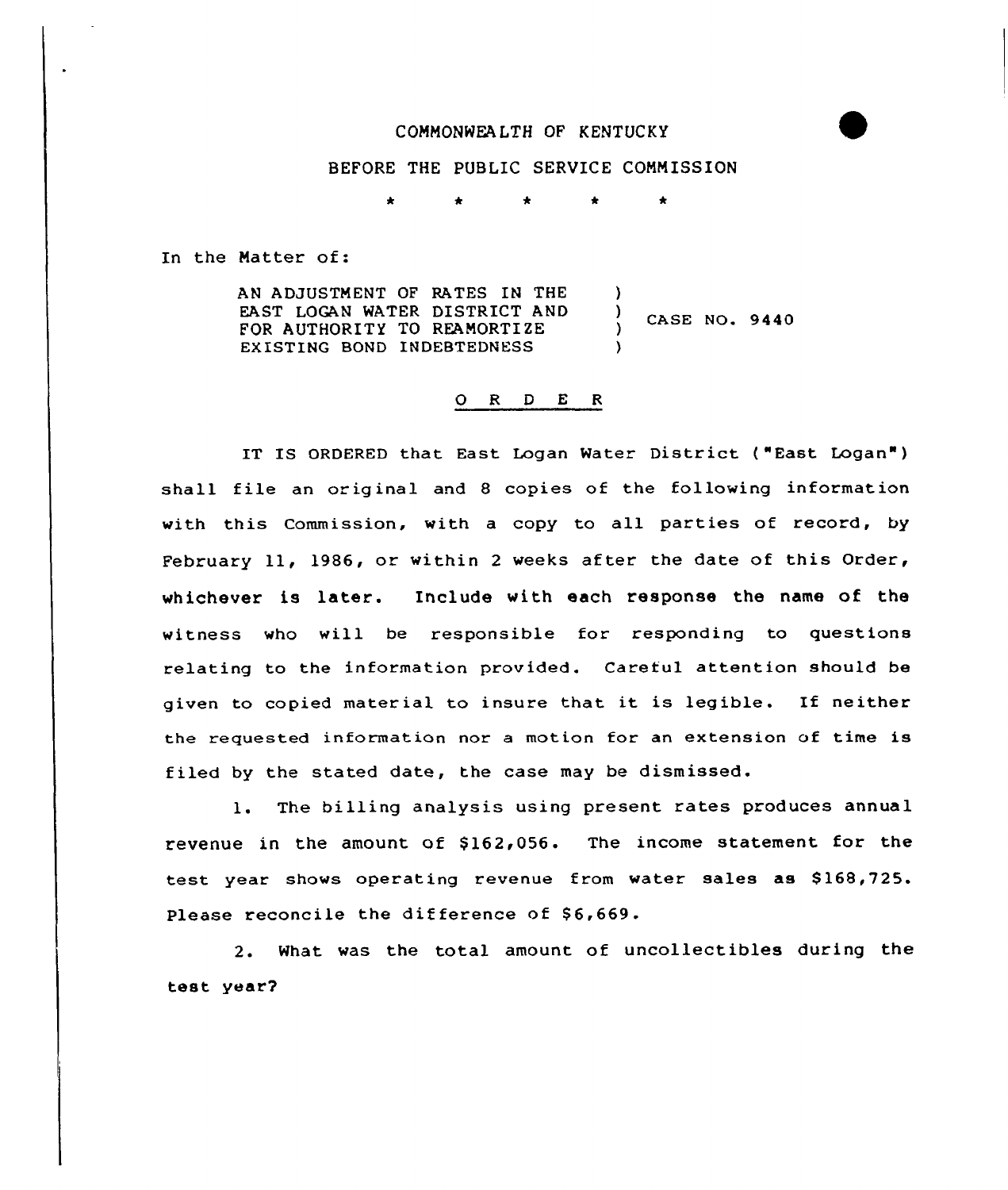COMMONWEALTH OF KENTUCKY

BEFORE THE PUBLIC SERVICE COMMISSION

\* \* \* \* \*

In the Matter of:

AN ADJUSTMENT OF RATES IN THE EAST LOGAN WATER DISTRICT AND FOR AUTHORITY TO REAMORTIZE EXISTING BOND INDEBTEDNESS ) CASE NO. 9440

## O R D E R

IT IS ORDERED that East Logan Water District ("East Logan") shall file an original and 8 copies of the following information with this Commission, with a copy to all parties of record, by February 11, 1986, or within 2 weeks after the date of this Order, whichever is later. Include with each response the name of the witness who will be responsible for responding to questions relating to the information provided. Careful attention should be given to copied material to insure that it is legible. If neither the requested information nor a motion for an extension of time is filed by the stated date, the case may be dismissed.

1. The billing analysis using present rates produces annual revenue in the amount of $162,056. The income statement for the test year shows operating revenue from water sales as $168,725. Please reconcile the difference of $6,669.

2. What was the total amount of uncollectibles during the test year?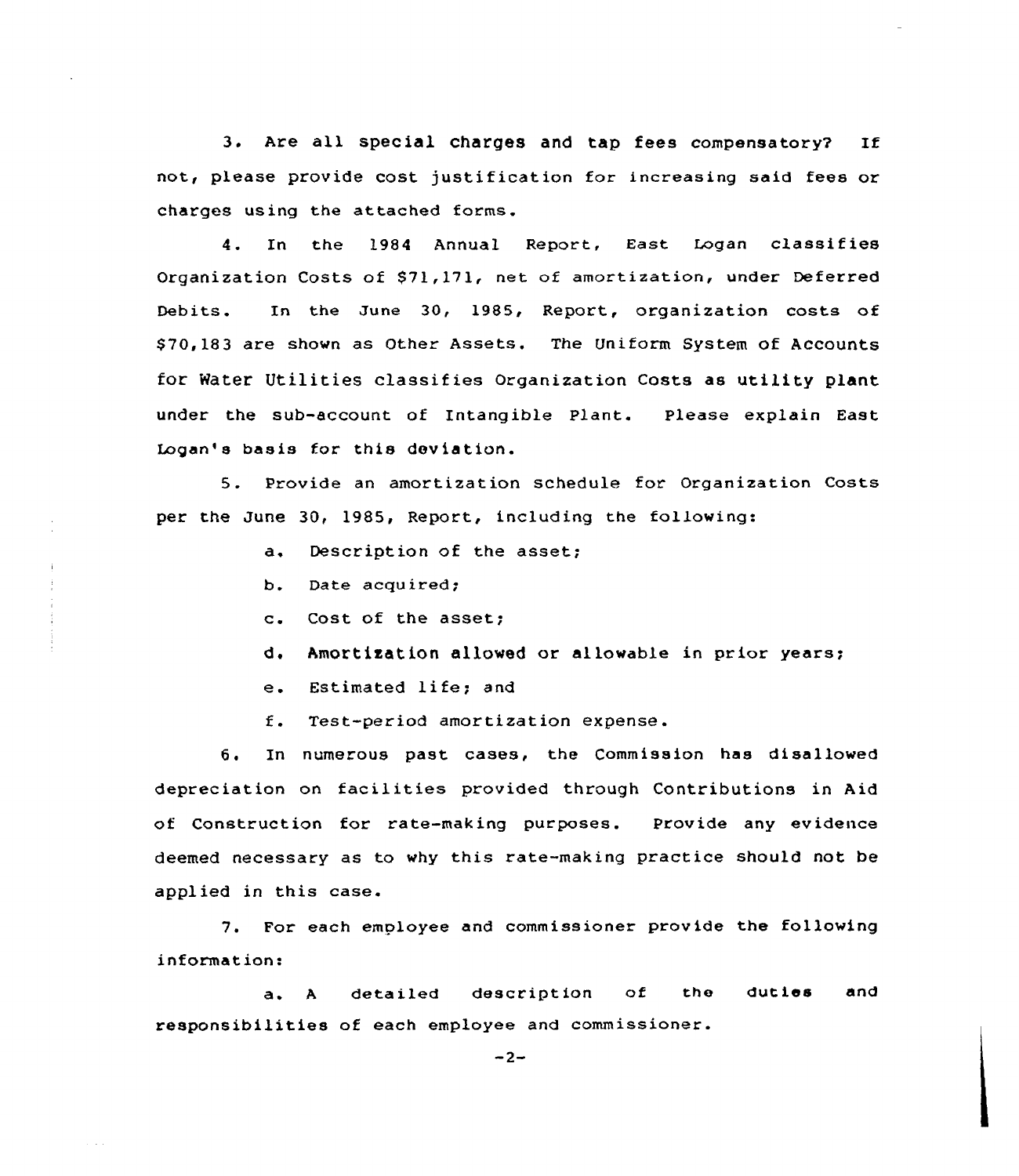3. Are all special charges and tap fees compensatory? If not, please provide cost justification for increasing said fees or charges using the attached forms.

4. In the 1984 Annual Report, East Logan classifies Organization Costs of $71,171, net of amortization, under Deferred Debits. In the June 30, 1985, Report, organization costs of $70,183 are shown as Other Assets. The Uniform System of Accounts for Water Utilities classifies Organization Costs as utility plant under the sub-account of Intangible Plant. Please explain East Logan's basis for this deviation.

5. Provide an amortization schedule for Organization Costs per the June 30, 1985, Report, including the following:

   a. Description of the asset;

   b. Date acquired;

   c. Cost of the asset;

   d. Amortization allowed or allowable in prior years;

   e. Estimated life; and

   f. Test-period amortization expense.

6. In numerous past cases, the Commission has disallowed depreciation on facilities provided through Contributions in Aid of Construction for rate-making purposes. Provide any evidence deemed necessary as to why this rate-making practice should not be applied in this case.

7. For each employee and commissioner provide the following information:

   a. A detailed description of the duties and responsibilities of each employee and commissioner.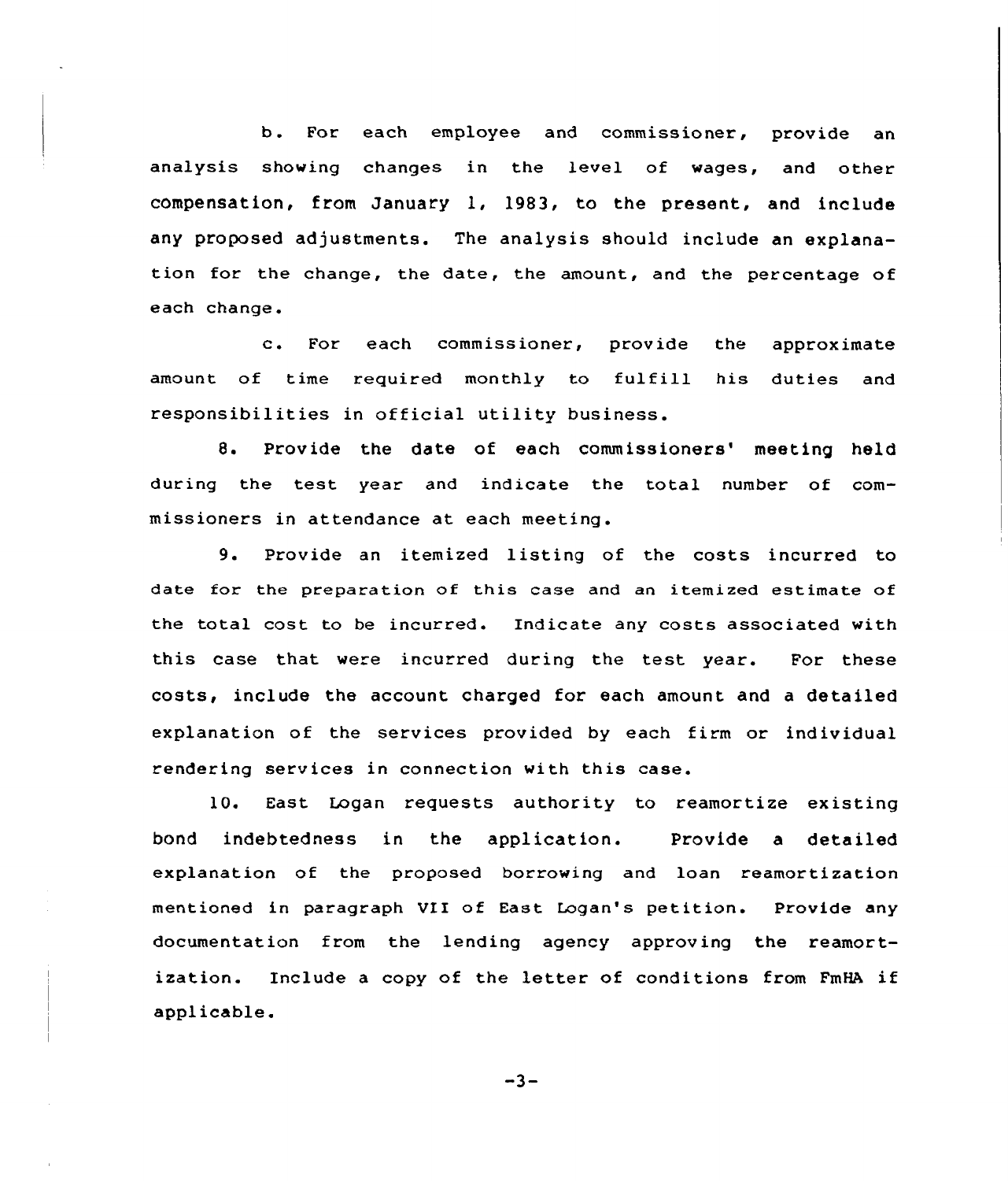b. For each employee and commissioner, provide an analysis showing changes in the level of wages, and other compensation, from January 1, 1983, to the present, and include any proposed adjustments. The analysis should include an explanation for the change, the date, the amount, and the percentage of each change.

c. For each commissioner, provide the approximate amount of time required monthly to fulfill his duties and responsibilities in official utility business.

8. Provide the date of each commissioners' meeting held during the test year and indicate the total number of commissioners in attendance at each meeting.

9. Provide an itemized listing of the costs incurred to date for the preparation of this case and an itemized estimate of the total cost to be incurred. Indicate any costs associated with this case that were incurred during the test year. For these costs, include the account charged for each amount and a detailed explanation of the services provided by each firm or individual rendering services in connection with this case.

10. East Logan requests authority to reamortize existing bond indebtedness in the application. Provide a detailed explanation of the proposed borrowing and loan reamortization mentioned in paragraph VII of East Logan's petition. Provide any documentation from the lending agency approving the reamortization. Include a copy of the letter of conditions from FmHA if applicable.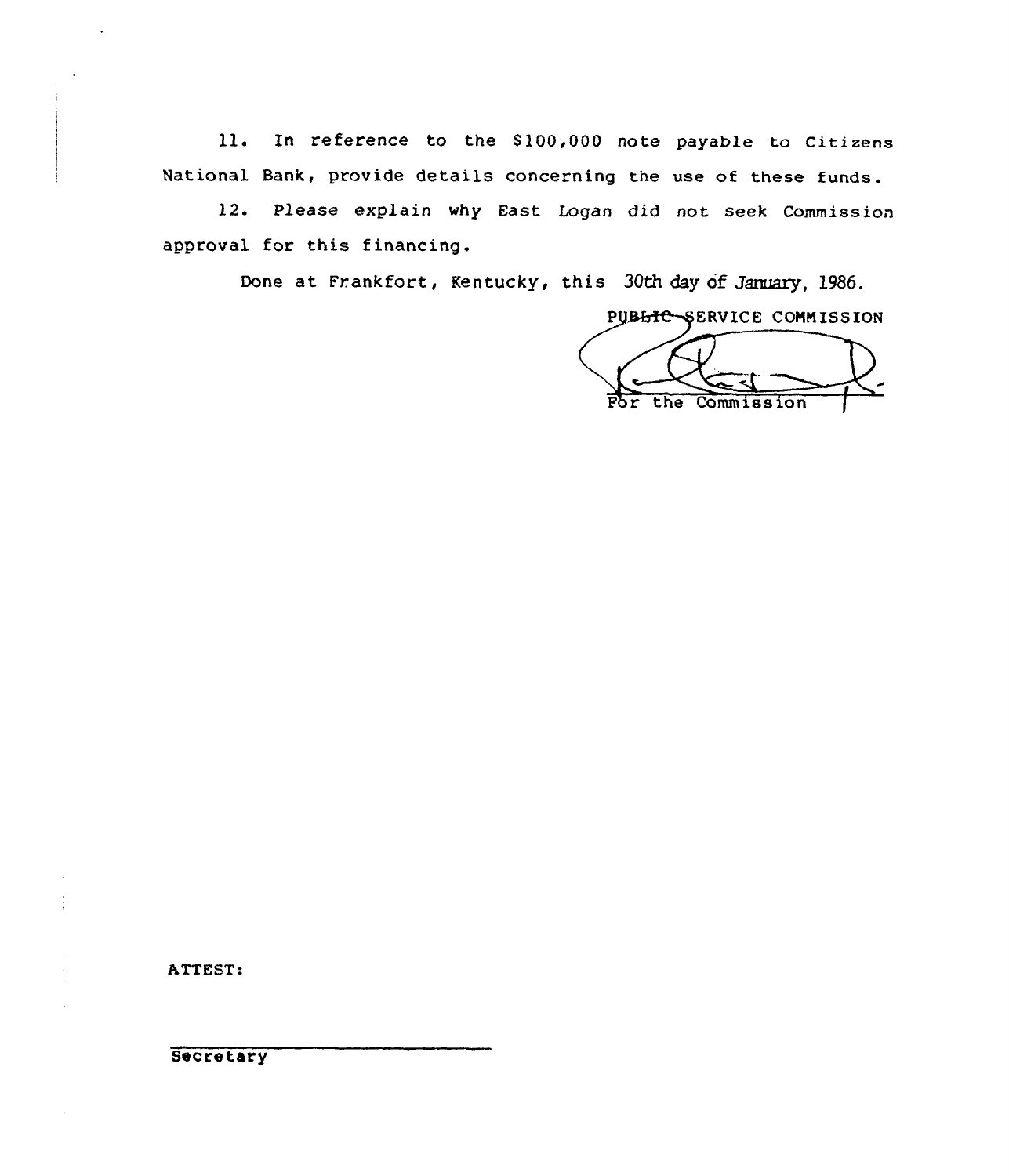11. In reference to the $100,000 note payable to Citizens National Bank, provide details concerning the use of these funds.

12. Please explain why East Logan did not seek Commission approval for this financing.

Done at Frankfort, Kentucky, this 30th day of January, 1986.

PUBLIC SERVICE COMMISSION

For the Commission

ATTEST:

Secretary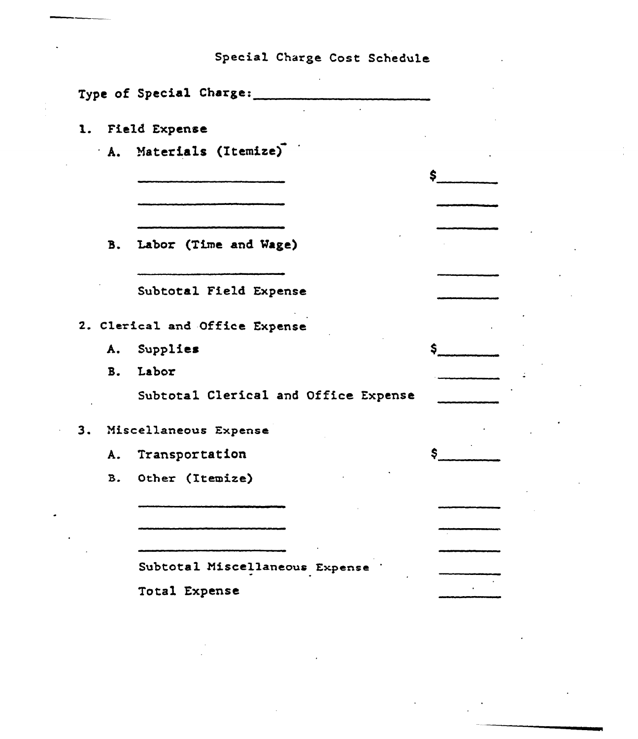# Special Charge Cost Schedule

Type of Special Charge: ______________________

1. Field Expense

   A. Materials (Itemize)

| | |
|---|---|
| ____________________ | $________ |
| ____________________ | ________ |
| ____________________ | ________ |

   B. Labor (Time and Wage)

| | |
|---|---|
| ____________________ | ________ |
| Subtotal Field Expense | ________ |

2. Clerical and Office Expense

| | |
|---|---|
| A. Supplies | $________ |
| B. Labor | ________ |
| Subtotal Clerical and Office Expense | ________ |

3. Miscellaneous Expense

| | |
|---|---|
| A. Transportation | $________ |

   B. Other (Itemize)

| | |
|---|---|
| ____________________ | ________ |
| ____________________ | ________ |
| ____________________ | ________ |
| Subtotal Miscellaneous Expense | ________ |
| Total Expense | ________ |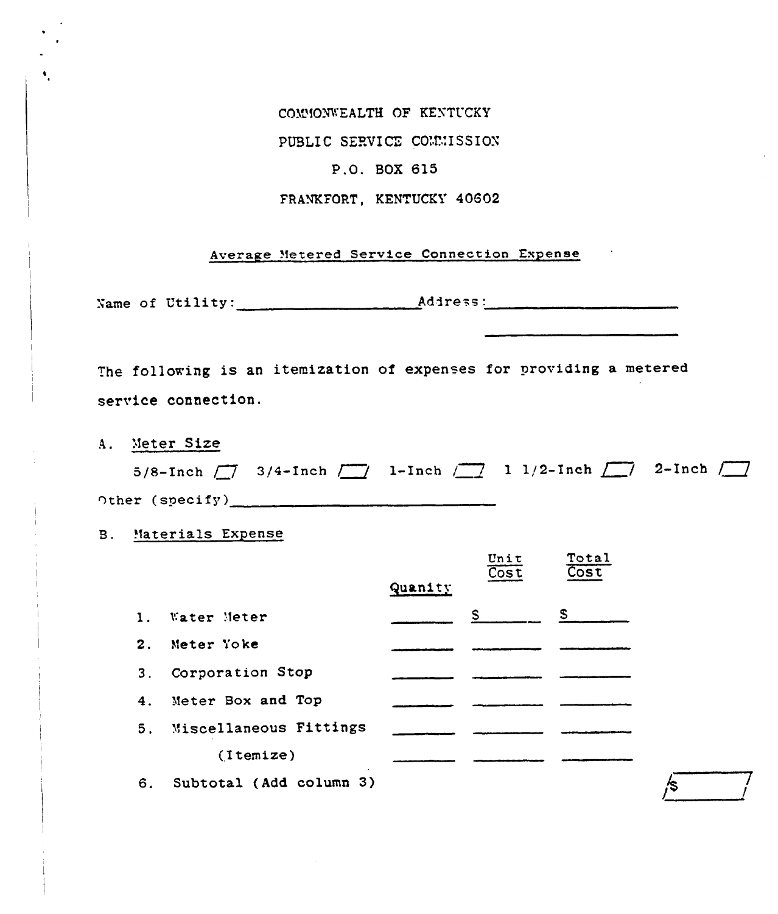COMMONWEALTH OF KENTUCKY

PUBLIC SERVICE COMMISSION

P.O. BOX 615

FRANKFORT, KENTUCKY 40602

## Average Metered Service Connection Expense

Name of Utility:____________________ Address:______________________

______________________

The following is an itemization of expenses for providing a metered service connection.

A. Meter Size

5/8-Inch /__/ 3/4-Inch /__/ 1-Inch /__/ 1 1/2-Inch /__/ 2-Inch /__/

Other (specify)________________________________

B. Materials Expense

| | Quanity | Unit Cost | Total Cost |
|---|---|---|---|
| 1. Water Meter | _______ | $_______ | $_______ |
| 2. Meter Yoke | _______ | _______ | _______ |
| 3. Corporation Stop | _______ | _______ | _______ |
| 4. Meter Box and Top | _______ | _______ | _______ |
| 5. Miscellaneous Fittings | _______ | _______ | _______ |
| (Itemize) | _______ | _______ | _______ |
| 6. Subtotal (Add column 3) | | | /$_______/ |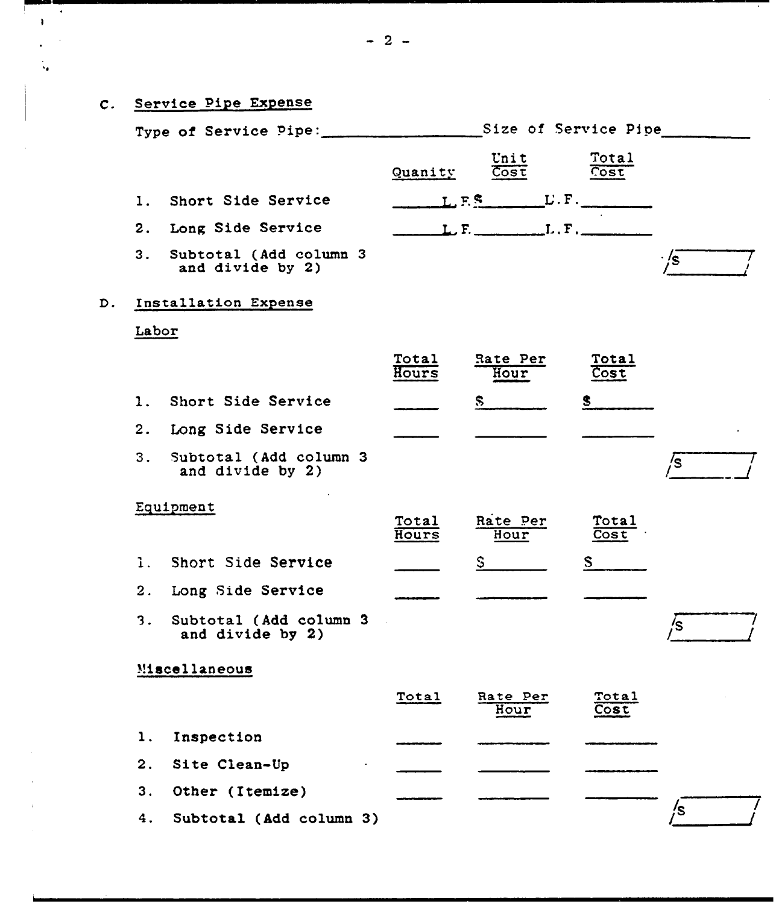C. Service Pipe Expense

Type of Service Pipe:________________ Size of Service Pipe__________

| | Quanity | Unit Cost | Total Cost | |
|---|---|---|---|---|
| 1. Short Side Service | ______ L.F. | $______ L.F. | ________ | |
| 2. Long Side Service | ______ L.F. | ________ L.F. | ________ | |
| 3. Subtotal (Add column 3 and divide by 2) | | | | $ |

D. Installation Expense

Labor

| | Total Hours | Rate Per Hour | Total Cost | |
|---|---|---|---|---|
| 1. Short Side Service | ______ | $ ______ | $ ______ | |
| 2. Long Side Service | ______ | ______ | ______ | |
| 3. Subtotal (Add column 3 and divide by 2) | | | | $ |

Equipment

| | Total Hours | Rate Per Hour | Total Cost | |
|---|---|---|---|---|
| 1. Short Side Service | ______ | $ ______ | $ ______ | |
| 2. Long Side Service | ______ | ______ | ______ | |
| 3. Subtotal (Add column 3 and divide by 2) | | | | $ |

Miscellaneous

| | Total | Rate Per Hour | Total Cost | |
|---|---|---|---|---|
| 1. Inspection | ______ | ______ | ______ | |
| 2. Site Clean-Up | ______ | ______ | ______ | |
| 3. Other (Itemize) | ______ | ______ | ______ | |
| 4. Subtotal (Add column 3) | | | | $ |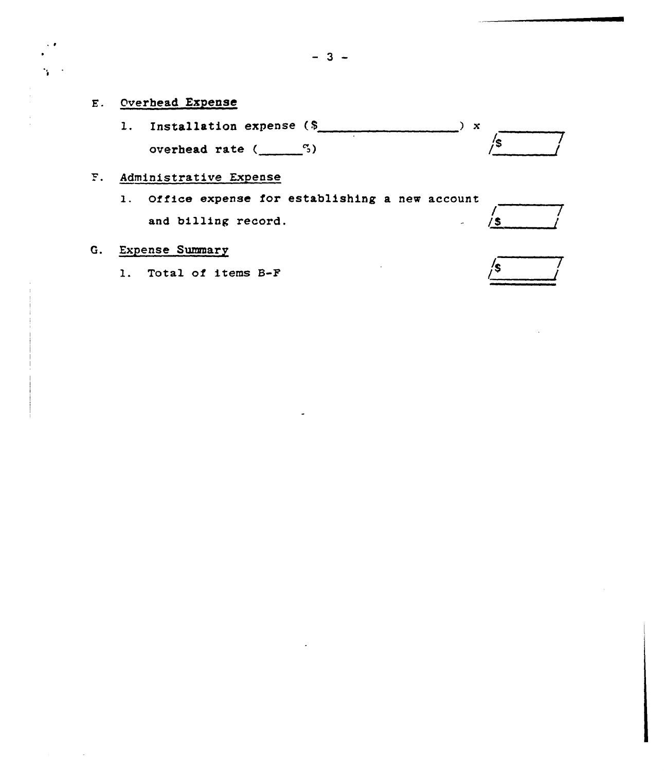E. Overhead Expense

1. Installation expense ($\_\_\_\_\_\_\_\_\_\_\_\_\_\_\_\_\_\_) x overhead rate (\_\_\_\_\_\_%) — $\_\_\_\_\_\_\_\_

F. Administrative Expense

1. Office expense for establishing a new account and billing record. — $\_\_\_\_\_\_\_\_

G. Expense Summary

1. Total of items B-F — $\_\_\_\_\_\_\_\_